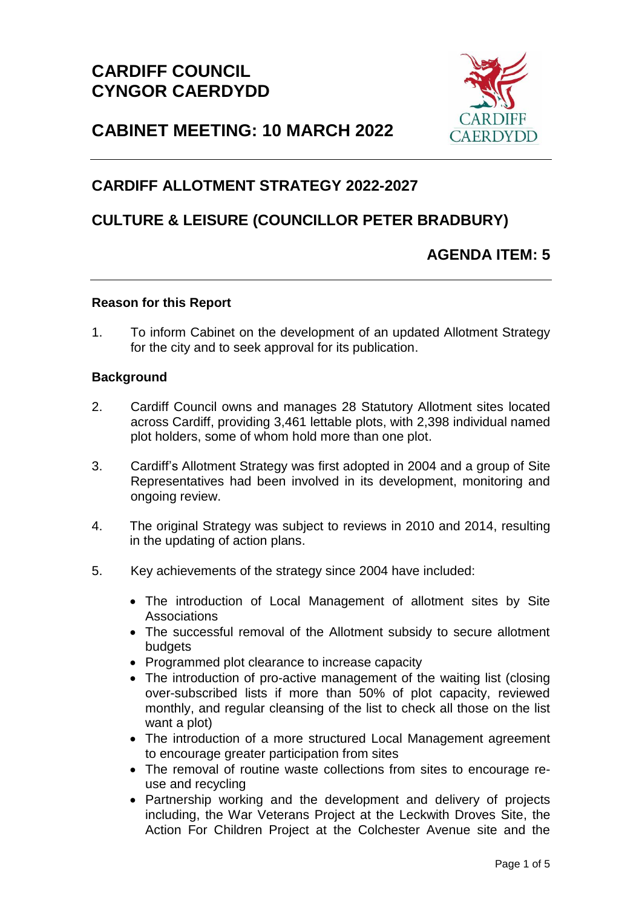# CARDIFF COUNCIL
# CYNGOR CAERDYDD

## CABINET MEETING: 10 MARCH 2022

## CARDIFF ALLOTMENT STRATEGY 2022-2027

## CULTURE & LEISURE (COUNCILLOR PETER BRADBURY)

## AGENDA ITEM: 5

**Reason for this Report**

1. To inform Cabinet on the development of an updated Allotment Strategy for the city and to seek approval for its publication.

**Background**

2. Cardiff Council owns and manages 28 Statutory Allotment sites located across Cardiff, providing 3,461 lettable plots, with 2,398 individual named plot holders, some of whom hold more than one plot.

3. Cardiff's Allotment Strategy was first adopted in 2004 and a group of Site Representatives had been involved in its development, monitoring and ongoing review.

4. The original Strategy was subject to reviews in 2010 and 2014, resulting in the updating of action plans.

5. Key achievements of the strategy since 2004 have included:

   - The introduction of Local Management of allotment sites by Site Associations
   - The successful removal of the Allotment subsidy to secure allotment budgets
   - Programmed plot clearance to increase capacity
   - The introduction of pro-active management of the waiting list (closing over-subscribed lists if more than 50% of plot capacity, reviewed monthly, and regular cleansing of the list to check all those on the list want a plot)
   - The introduction of a more structured Local Management agreement to encourage greater participation from sites
   - The removal of routine waste collections from sites to encourage re-use and recycling
   - Partnership working and the development and delivery of projects including, the War Veterans Project at the Leckwith Droves Site, the Action For Children Project at the Colchester Avenue site and the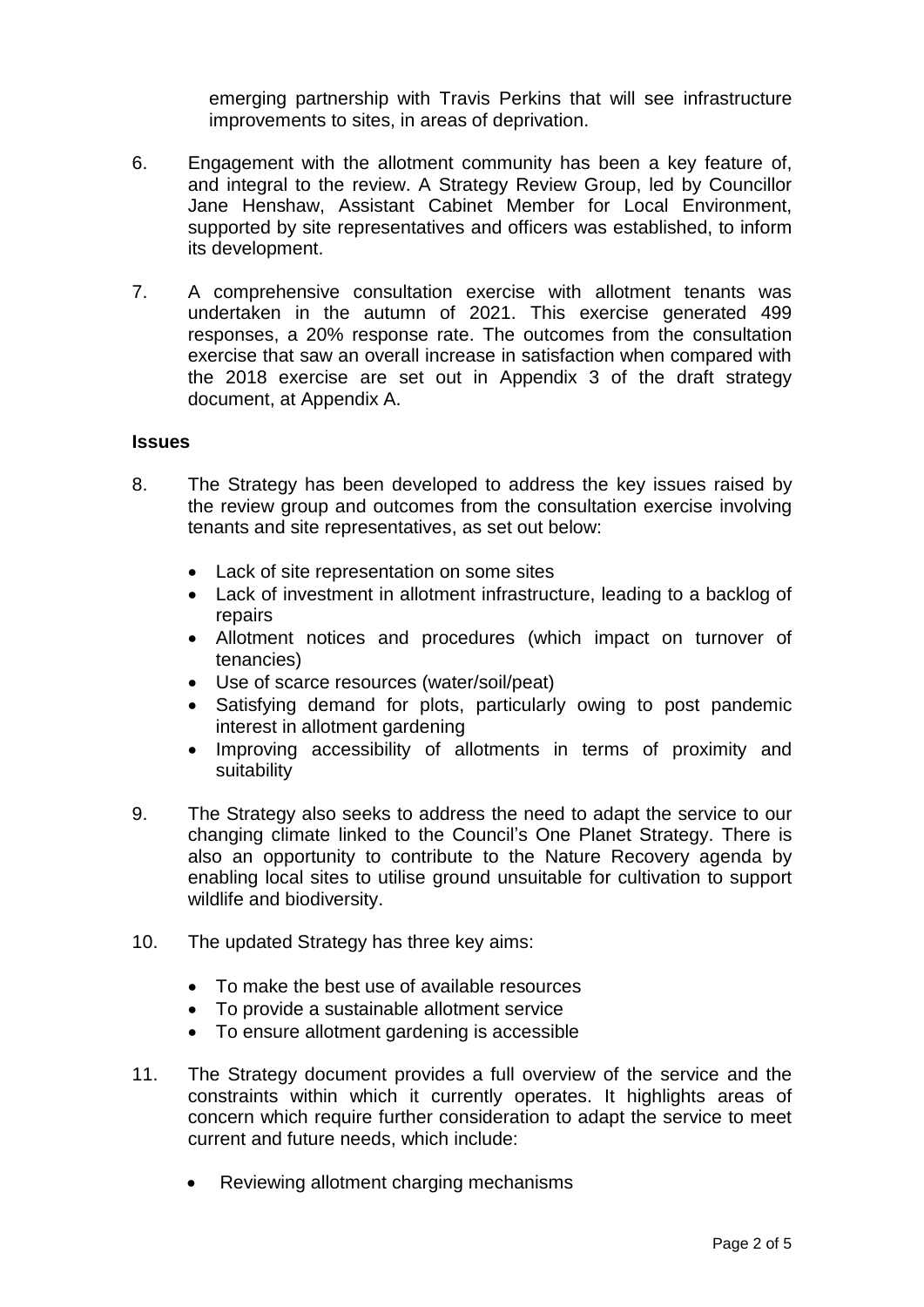emerging partnership with Travis Perkins that will see infrastructure improvements to sites, in areas of deprivation.

6. Engagement with the allotment community has been a key feature of, and integral to the review. A Strategy Review Group, led by Councillor Jane Henshaw, Assistant Cabinet Member for Local Environment, supported by site representatives and officers was established, to inform its development.

7. A comprehensive consultation exercise with allotment tenants was undertaken in the autumn of 2021. This exercise generated 499 responses, a 20% response rate. The outcomes from the consultation exercise that saw an overall increase in satisfaction when compared with the 2018 exercise are set out in Appendix 3 of the draft strategy document, at Appendix A.

**Issues**

8. The Strategy has been developed to address the key issues raised by the review group and outcomes from the consultation exercise involving tenants and site representatives, as set out below:

   - Lack of site representation on some sites
   - Lack of investment in allotment infrastructure, leading to a backlog of repairs
   - Allotment notices and procedures (which impact on turnover of tenancies)
   - Use of scarce resources (water/soil/peat)
   - Satisfying demand for plots, particularly owing to post pandemic interest in allotment gardening
   - Improving accessibility of allotments in terms of proximity and suitability

9. The Strategy also seeks to address the need to adapt the service to our changing climate linked to the Council's One Planet Strategy. There is also an opportunity to contribute to the Nature Recovery agenda by enabling local sites to utilise ground unsuitable for cultivation to support wildlife and biodiversity.

10. The updated Strategy has three key aims:

    - To make the best use of available resources
    - To provide a sustainable allotment service
    - To ensure allotment gardening is accessible

11. The Strategy document provides a full overview of the service and the constraints within which it currently operates. It highlights areas of concern which require further consideration to adapt the service to meet current and future needs, which include:

    - Reviewing allotment charging mechanisms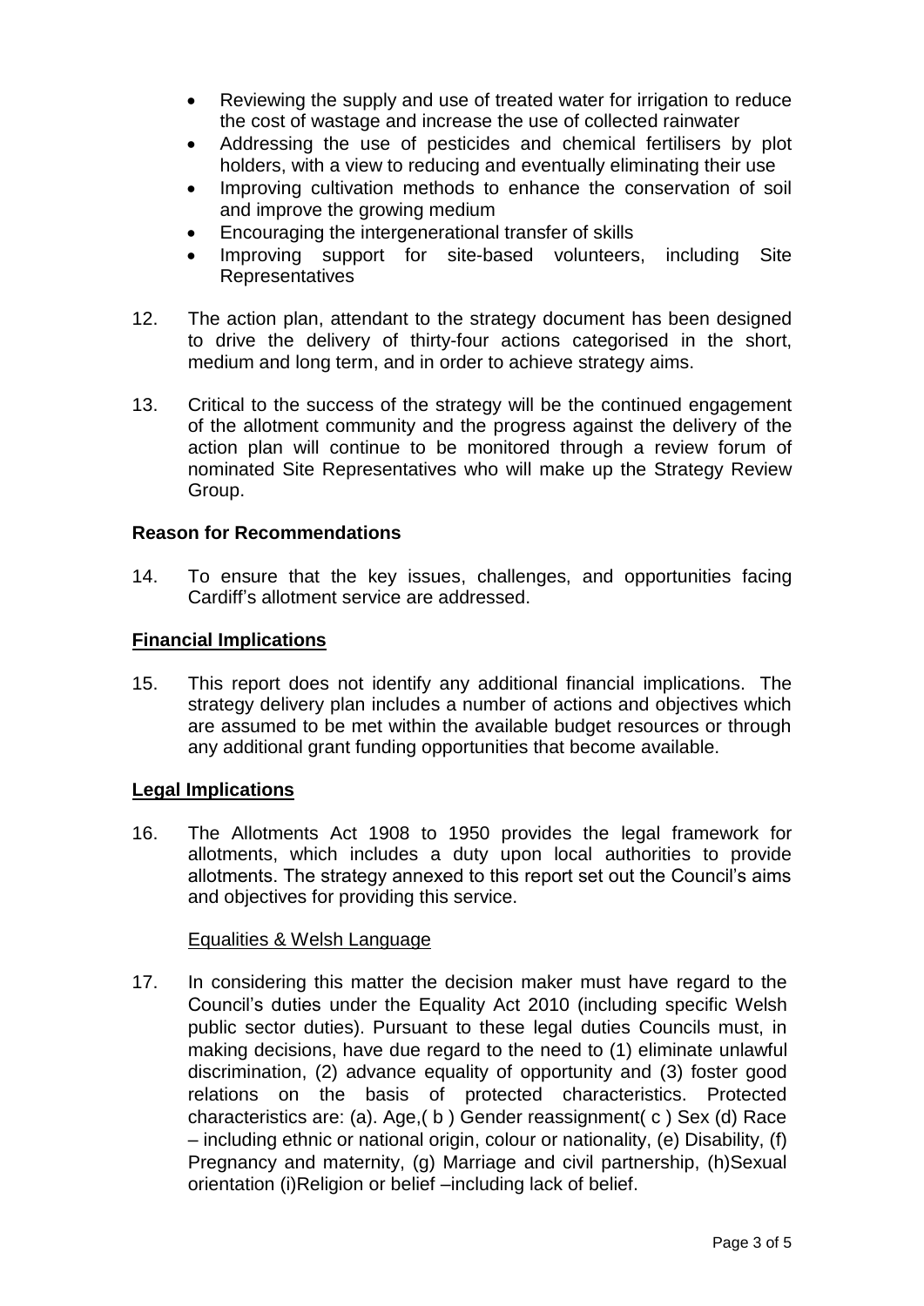- Reviewing the supply and use of treated water for irrigation to reduce the cost of wastage and increase the use of collected rainwater
- Addressing the use of pesticides and chemical fertilisers by plot holders, with a view to reducing and eventually eliminating their use
- Improving cultivation methods to enhance the conservation of soil and improve the growing medium
- Encouraging the intergenerational transfer of skills
- Improving support for site-based volunteers, including Site Representatives

12. The action plan, attendant to the strategy document has been designed to drive the delivery of thirty-four actions categorised in the short, medium and long term, and in order to achieve strategy aims.

13. Critical to the success of the strategy will be the continued engagement of the allotment community and the progress against the delivery of the action plan will continue to be monitored through a review forum of nominated Site Representatives who will make up the Strategy Review Group.

**Reason for Recommendations**

14. To ensure that the key issues, challenges, and opportunities facing Cardiff's allotment service are addressed.

**Financial Implications**

15. This report does not identify any additional financial implications. The strategy delivery plan includes a number of actions and objectives which are assumed to be met within the available budget resources or through any additional grant funding opportunities that become available.

**Legal Implications**

16. The Allotments Act 1908 to 1950 provides the legal framework for allotments, which includes a duty upon local authorities to provide allotments. The strategy annexed to this report set out the Council's aims and objectives for providing this service.

Equalities & Welsh Language

17. In considering this matter the decision maker must have regard to the Council's duties under the Equality Act 2010 (including specific Welsh public sector duties). Pursuant to these legal duties Councils must, in making decisions, have due regard to the need to (1) eliminate unlawful discrimination, (2) advance equality of opportunity and (3) foster good relations on the basis of protected characteristics. Protected characteristics are: (a). Age,( b ) Gender reassignment( c ) Sex (d) Race – including ethnic or national origin, colour or nationality, (e) Disability, (f) Pregnancy and maternity, (g) Marriage and civil partnership, (h)Sexual orientation (i)Religion or belief –including lack of belief.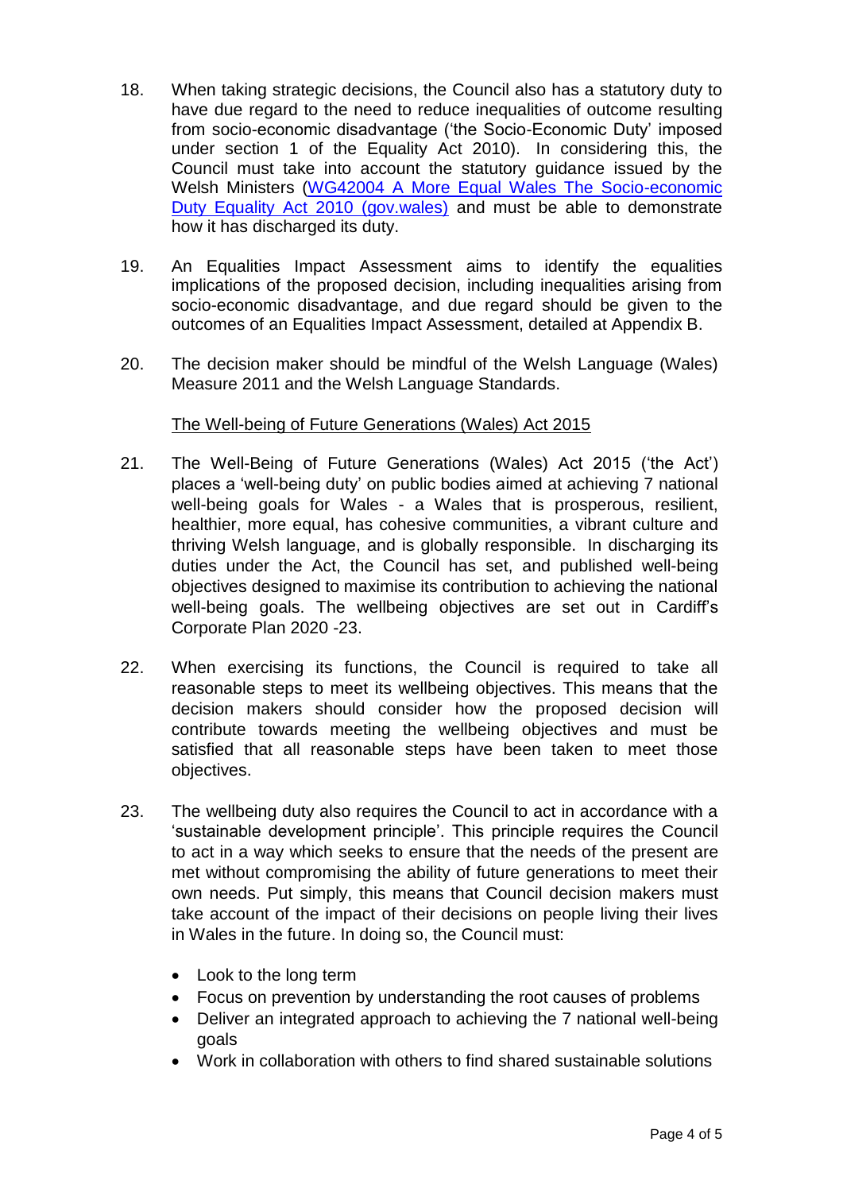18. When taking strategic decisions, the Council also has a statutory duty to have due regard to the need to reduce inequalities of outcome resulting from socio-economic disadvantage ('the Socio-Economic Duty' imposed under section 1 of the Equality Act 2010). In considering this, the Council must take into account the statutory guidance issued by the Welsh Ministers (WG42004 A More Equal Wales The Socio-economic Duty Equality Act 2010 (gov.wales) and must be able to demonstrate how it has discharged its duty.

19. An Equalities Impact Assessment aims to identify the equalities implications of the proposed decision, including inequalities arising from socio-economic disadvantage, and due regard should be given to the outcomes of an Equalities Impact Assessment, detailed at Appendix B.

20. The decision maker should be mindful of the Welsh Language (Wales) Measure 2011 and the Welsh Language Standards.

The Well-being of Future Generations (Wales) Act 2015

21. The Well-Being of Future Generations (Wales) Act 2015 ('the Act') places a 'well-being duty' on public bodies aimed at achieving 7 national well-being goals for Wales - a Wales that is prosperous, resilient, healthier, more equal, has cohesive communities, a vibrant culture and thriving Welsh language, and is globally responsible. In discharging its duties under the Act, the Council has set, and published well-being objectives designed to maximise its contribution to achieving the national well-being goals. The wellbeing objectives are set out in Cardiff's Corporate Plan 2020 -23.

22. When exercising its functions, the Council is required to take all reasonable steps to meet its wellbeing objectives. This means that the decision makers should consider how the proposed decision will contribute towards meeting the wellbeing objectives and must be satisfied that all reasonable steps have been taken to meet those objectives.

23. The wellbeing duty also requires the Council to act in accordance with a 'sustainable development principle'. This principle requires the Council to act in a way which seeks to ensure that the needs of the present are met without compromising the ability of future generations to meet their own needs. Put simply, this means that Council decision makers must take account of the impact of their decisions on people living their lives in Wales in the future. In doing so, the Council must:

    - Look to the long term
    - Focus on prevention by understanding the root causes of problems
    - Deliver an integrated approach to achieving the 7 national well-being goals
    - Work in collaboration with others to find shared sustainable solutions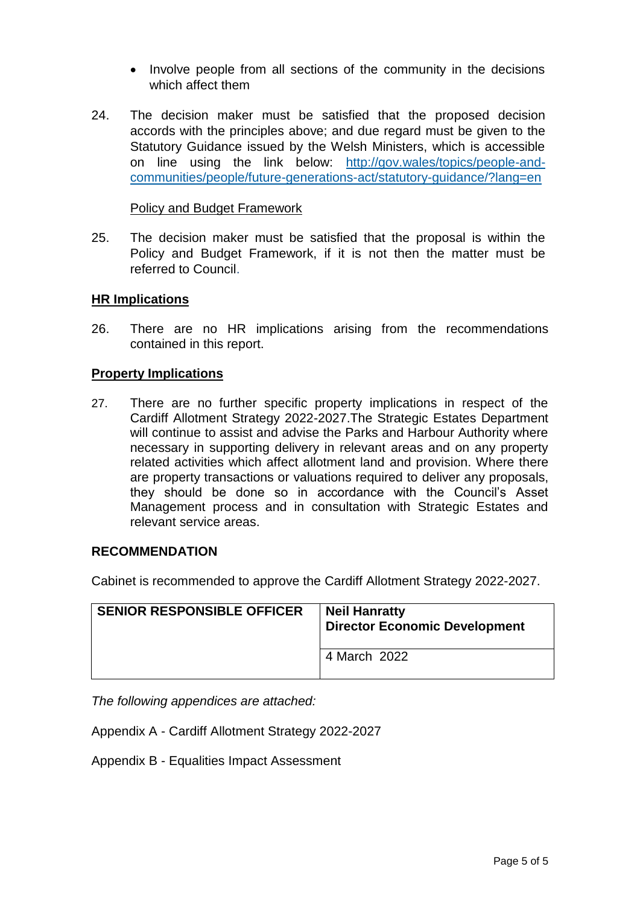- Involve people from all sections of the community in the decisions which affect them

24. The decision maker must be satisfied that the proposed decision accords with the principles above; and due regard must be given to the Statutory Guidance issued by the Welsh Ministers, which is accessible on line using the link below: http://gov.wales/topics/people-and-communities/people/future-generations-act/statutory-guidance/?lang=en

Policy and Budget Framework

25. The decision maker must be satisfied that the proposal is within the Policy and Budget Framework, if it is not then the matter must be referred to Council.

## HR Implications

26. There are no HR implications arising from the recommendations contained in this report.

## Property Implications

27. There are no further specific property implications in respect of the Cardiff Allotment Strategy 2022-2027.The Strategic Estates Department will continue to assist and advise the Parks and Harbour Authority where necessary in supporting delivery in relevant areas and on any property related activities which affect allotment land and provision. Where there are property transactions or valuations required to deliver any proposals, they should be done so in accordance with the Council's Asset Management process and in consultation with Strategic Estates and relevant service areas.

## RECOMMENDATION

Cabinet is recommended to approve the Cardiff Allotment Strategy 2022-2027.

| | |
|---|---|
| **SENIOR RESPONSIBLE OFFICER** | **Neil Hanratty**<br>**Director Economic Development** |
| | 4 March 2022 |

*The following appendices are attached:*

Appendix A - Cardiff Allotment Strategy 2022-2027

Appendix B - Equalities Impact Assessment